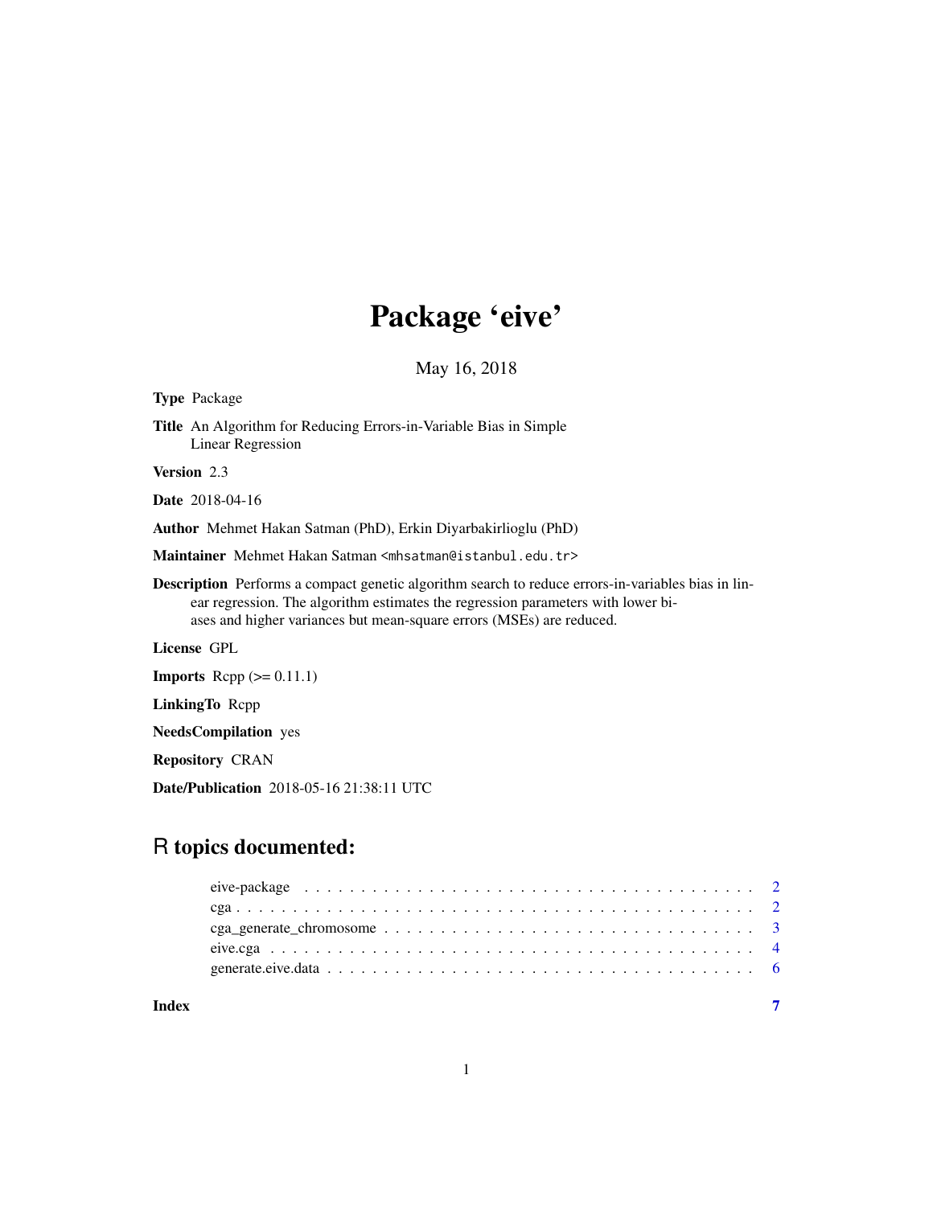# Package 'eive'

May 16, 2018

**Type** Package

**Title** An Algorithm for Reducing Errors-in-Variable Bias in Simple Linear Regression

**Version** 2.3

**Date** 2018-04-16

**Author** Mehmet Hakan Satman (PhD), Erkin Diyarbakirlioglu (PhD)

**Maintainer** Mehmet Hakan Satman <mhsatman@istanbul.edu.tr>

**Description** Performs a compact genetic algorithm search to reduce errors-in-variables bias in linear regression. The algorithm estimates the regression parameters with lower biases and higher variances but mean-square errors (MSEs) are reduced.

**License** GPL

**Imports** Rcpp (>= 0.11.1)

**LinkingTo** Rcpp

**NeedsCompilation** yes

**Repository** CRAN

**Date/Publication** 2018-05-16 21:38:11 UTC

## R topics documented:

| | |
|---|---|
| eive-package | 2 |
| cga | 2 |
| cga_generate_chromosome | 3 |
| eive.cga | 4 |
| generate.eive.data | 6 |
| **Index** | **7** |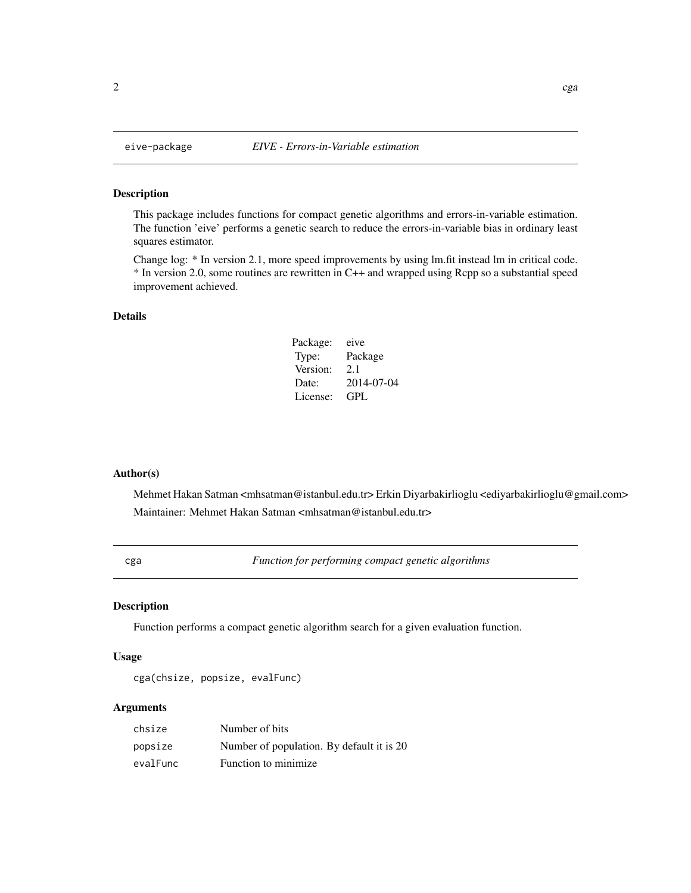## eive-package *EIVE - Errors-in-Variable estimation*

### Description

This package includes functions for compact genetic algorithms and errors-in-variable estimation. The function 'eive' performs a genetic search to reduce the errors-in-variable bias in ordinary least squares estimator.

Change log: * In version 2.1, more speed improvements by using lm.fit instead lm in critical code. * In version 2.0, some routines are rewritten in C++ and wrapped using Rcpp so a substantial speed improvement achieved.

### Details

| | |
|---|---|
| Package: | eive |
| Type: | Package |
| Version: | 2.1 |
| Date: | 2014-07-04 |
| License: | GPL |

### Author(s)

Mehmet Hakan Satman <mhsatman@istanbul.edu.tr> Erkin Diyarbakirlioglu <ediyarbakirlioglu@gmail.com>

Maintainer: Mehmet Hakan Satman <mhsatman@istanbul.edu.tr>

## cga *Function for performing compact genetic algorithms*

### Description

Function performs a compact genetic algorithm search for a given evaluation function.

### Usage

```
cga(chsize, popsize, evalFunc)
```

### Arguments

| | |
|---|---|
| chsize | Number of bits |
| popsize | Number of population. By default it is 20 |
| evalFunc | Function to minimize |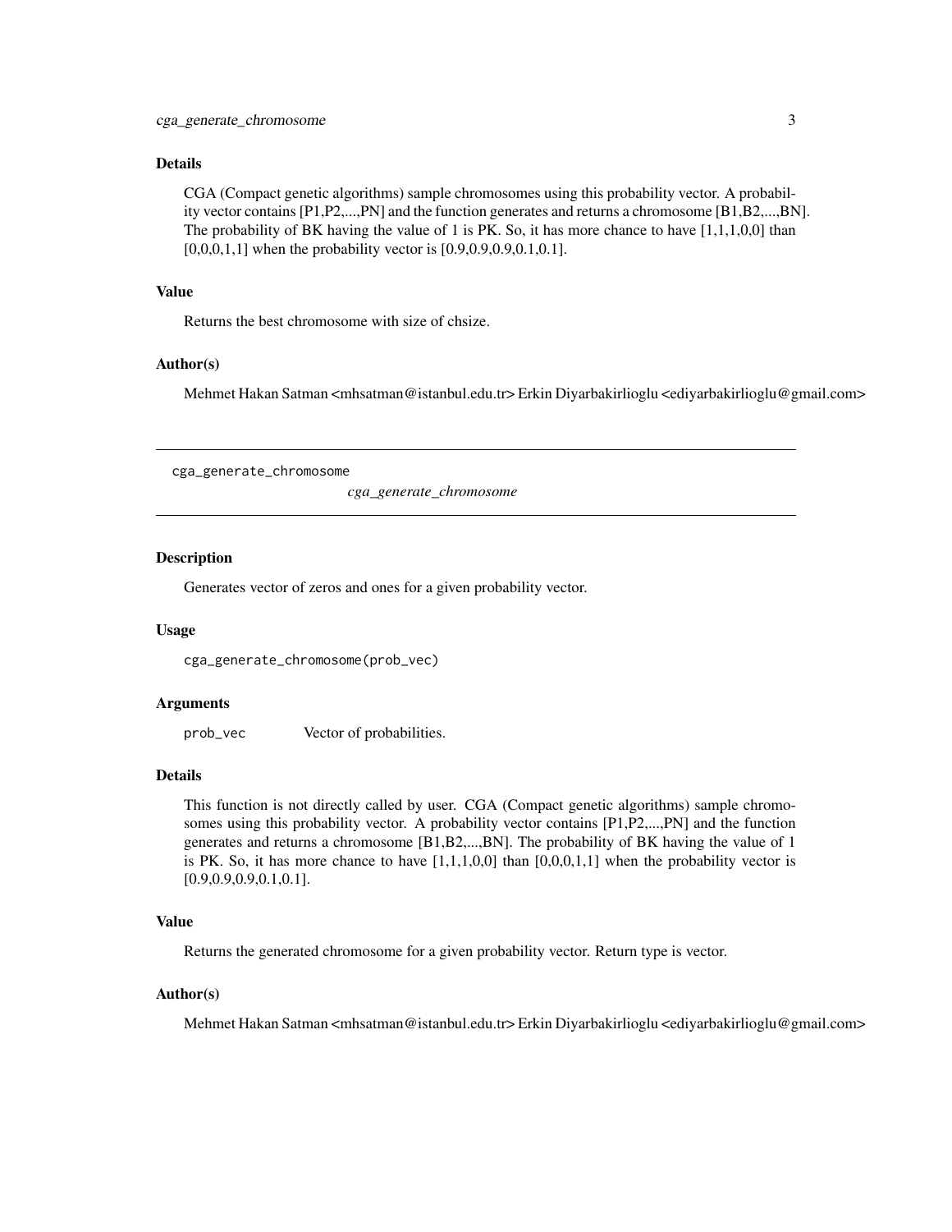### Details

CGA (Compact genetic algorithms) sample chromosomes using this probability vector. A probability vector contains [P1,P2,...,PN] and the function generates and returns a chromosome [B1,B2,...,BN]. The probability of BK having the value of 1 is PK. So, it has more chance to have [1,1,1,0,0] than [0,0,0,1,1] when the probability vector is [0.9,0.9,0.9,0.1,0.1].

### Value

Returns the best chromosome with size of chsize.

### Author(s)

Mehmet Hakan Satman <mhsatman@istanbul.edu.tr> Erkin Diyarbakirlioglu <ediyarbakirlioglu@gmail.com>

---

## cga_generate_chromosome

*cga_generate_chromosome*

---

### Description

Generates vector of zeros and ones for a given probability vector.

### Usage

```
cga_generate_chromosome(prob_vec)
```

### Arguments

| | |
|---|---|
| `prob_vec` | Vector of probabilities. |

### Details

This function is not directly called by user. CGA (Compact genetic algorithms) sample chromosomes using this probability vector. A probability vector contains [P1,P2,...,PN] and the function generates and returns a chromosome [B1,B2,...,BN]. The probability of BK having the value of 1 is PK. So, it has more chance to have [1,1,1,0,0] than [0,0,0,1,1] when the probability vector is [0.9,0.9,0.9,0.1,0.1].

### Value

Returns the generated chromosome for a given probability vector. Return type is vector.

### Author(s)

Mehmet Hakan Satman <mhsatman@istanbul.edu.tr> Erkin Diyarbakirlioglu <ediyarbakirlioglu@gmail.com>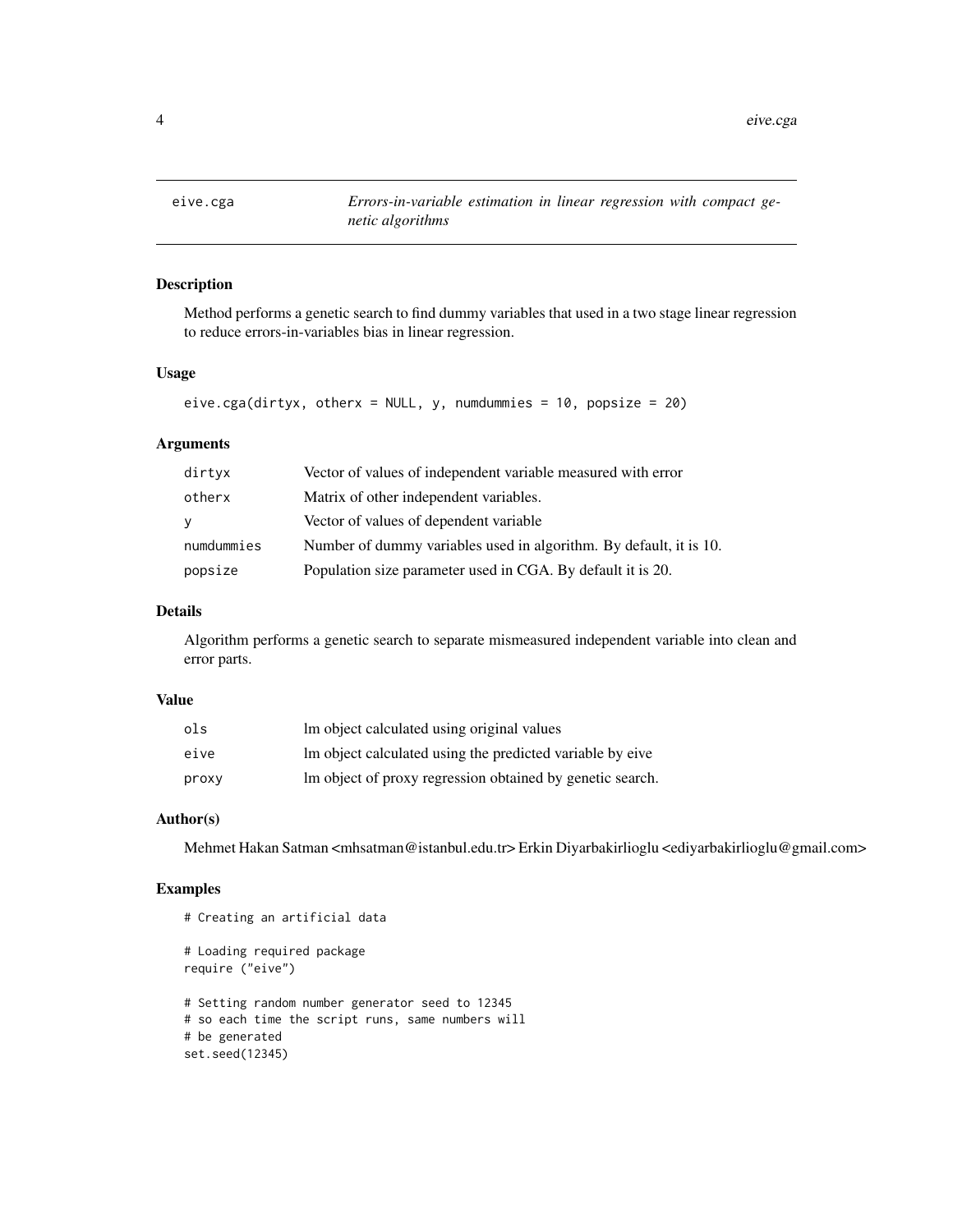# eive.cga — *Errors-in-variable estimation in linear regression with compact genetic algorithms*

## Description

Method performs a genetic search to find dummy variables that used in a two stage linear regression to reduce errors-in-variables bias in linear regression.

## Usage

```
eive.cga(dirtyx, otherx = NULL, y, numdummies = 10, popsize = 20)
```

## Arguments

| | |
|---|---|
| dirtyx | Vector of values of independent variable measured with error |
| otherx | Matrix of other independent variables. |
| y | Vector of values of dependent variable |
| numdummies | Number of dummy variables used in algorithm. By default, it is 10. |
| popsize | Population size parameter used in CGA. By default it is 20. |

## Details

Algorithm performs a genetic search to separate mismeasured independent variable into clean and error parts.

## Value

| | |
|---|---|
| ols | lm object calculated using original values |
| eive | lm object calculated using the predicted variable by eive |
| proxy | lm object of proxy regression obtained by genetic search. |

## Author(s)

Mehmet Hakan Satman <mhsatman@istanbul.edu.tr> Erkin Diyarbakirlioglu <ediyarbakirlioglu@gmail.com>

## Examples

```
# Creating an artificial data

# Loading required package
require ("eive")

# Setting random number generator seed to 12345
# so each time the script runs, same numbers will
# be generated
set.seed(12345)
```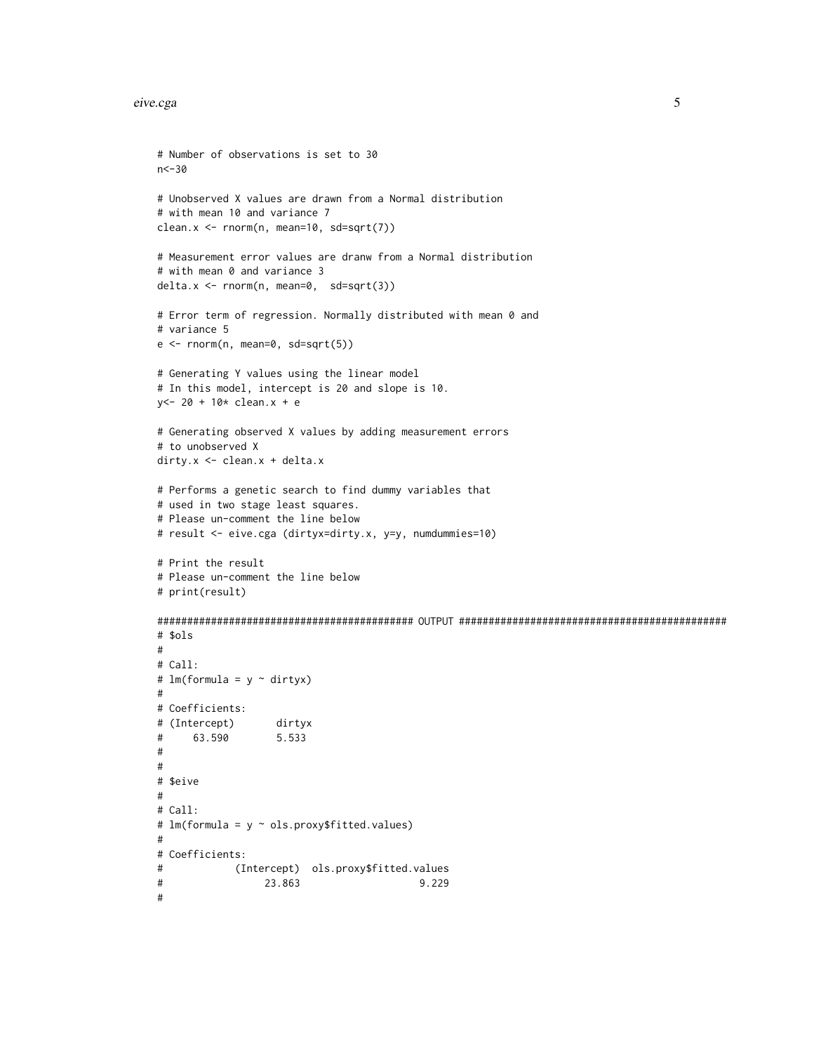```
# Number of observations is set to 30
n<-30

# Unobserved X values are drawn from a Normal distribution
# with mean 10 and variance 7
clean.x <- rnorm(n, mean=10, sd=sqrt(7))

# Measurement error values are dranw from a Normal distribution
# with mean 0 and variance 3
delta.x <- rnorm(n, mean=0,  sd=sqrt(3))

# Error term of regression. Normally distributed with mean 0 and
# variance 5
e <- rnorm(n, mean=0, sd=sqrt(5))

# Generating Y values using the linear model
# In this model, intercept is 20 and slope is 10.
y<- 20 + 10* clean.x + e

# Generating observed X values by adding measurement errors
# to unobserved X
dirty.x <- clean.x + delta.x

# Performs a genetic search to find dummy variables that
# used in two stage least squares.
# Please un-comment the line below
# result <- eive.cga (dirtyx=dirty.x, y=y, numdummies=10)

# Print the result
# Please un-comment the line below
# print(result)

############################################ OUTPUT #############################################
# $ols
#
# Call:
# lm(formula = y ~ dirtyx)
#
# Coefficients:
# (Intercept)       dirtyx
#     63.590        5.533
#
#
# $eive
#
# Call:
# lm(formula = y ~ ols.proxy$fitted.values)
#
# Coefficients:
#            (Intercept)  ols.proxy$fitted.values
#                 23.863                    9.229
#
```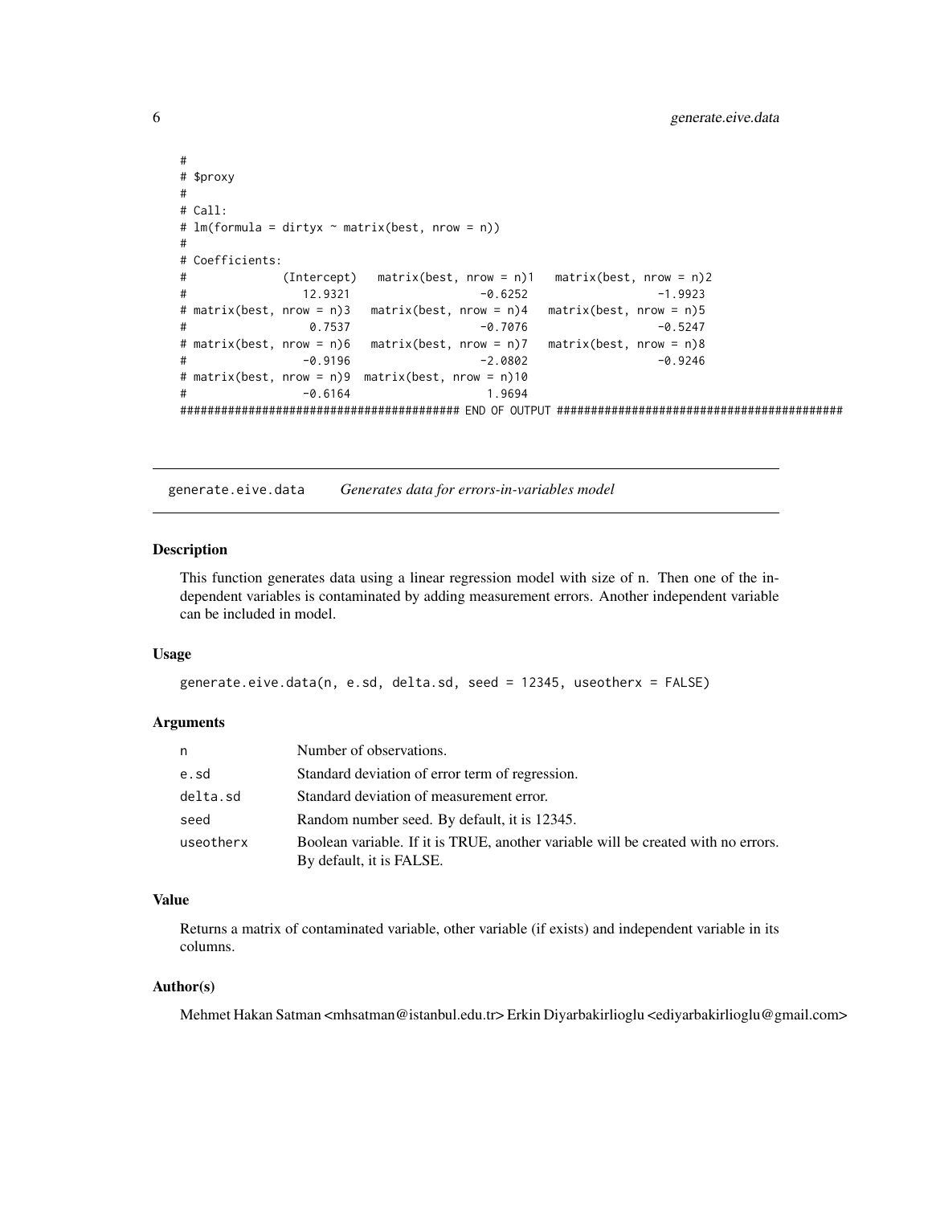```
#
# $proxy
#
# Call:
# lm(formula = dirtyx ~ matrix(best, nrow = n))
#
# Coefficients:
#              (Intercept)   matrix(best, nrow = n)1   matrix(best, nrow = n)2
#                  12.9321                   -0.6252                   -1.9923
# matrix(best, nrow = n)3   matrix(best, nrow = n)4   matrix(best, nrow = n)5
#                   0.7537                   -0.7076                   -0.5247
# matrix(best, nrow = n)6   matrix(best, nrow = n)7   matrix(best, nrow = n)8
#                  -0.9196                   -2.0802                   -0.9246
# matrix(best, nrow = n)9  matrix(best, nrow = n)10
#                  -0.6164                    1.9694
######################################## END OF OUTPUT ########################################
```

## generate.eive.data — *Generates data for errors-in-variables model*

### Description

This function generates data using a linear regression model with size of n. Then one of the independent variables is contaminated by adding measurement errors. Another independent variable can be included in model.

### Usage

```
generate.eive.data(n, e.sd, delta.sd, seed = 12345, useotherx = FALSE)
```

### Arguments

| | |
|---|---|
| n | Number of observations. |
| e.sd | Standard deviation of error term of regression. |
| delta.sd | Standard deviation of measurement error. |
| seed | Random number seed. By default, it is 12345. |
| useotherx | Boolean variable. If it is TRUE, another variable will be created with no errors. By default, it is FALSE. |

### Value

Returns a matrix of contaminated variable, other variable (if exists) and independent variable in its columns.

### Author(s)

Mehmet Hakan Satman <mhsatman@istanbul.edu.tr> Erkin Diyarbakirlioglu <ediyarbakirlioglu@gmail.com>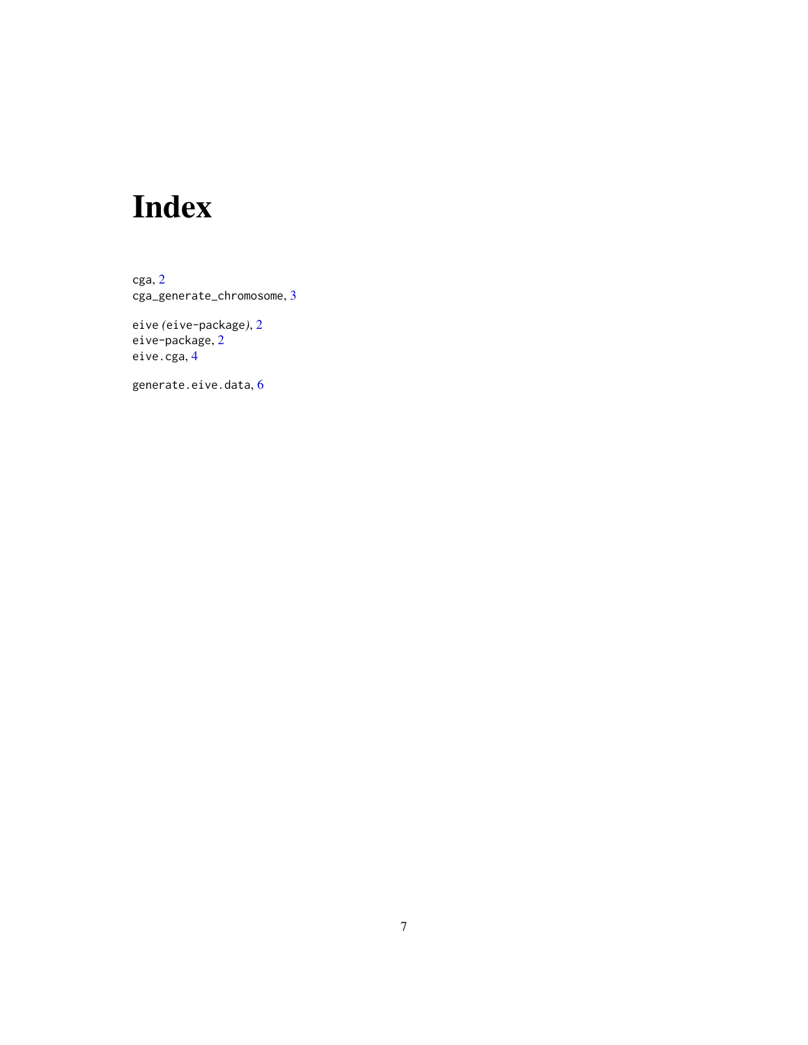# Index

cga, 2
cga_generate_chromosome, 3

eive (eive-package), 2
eive-package, 2
eive.cga, 4

generate.eive.data, 6